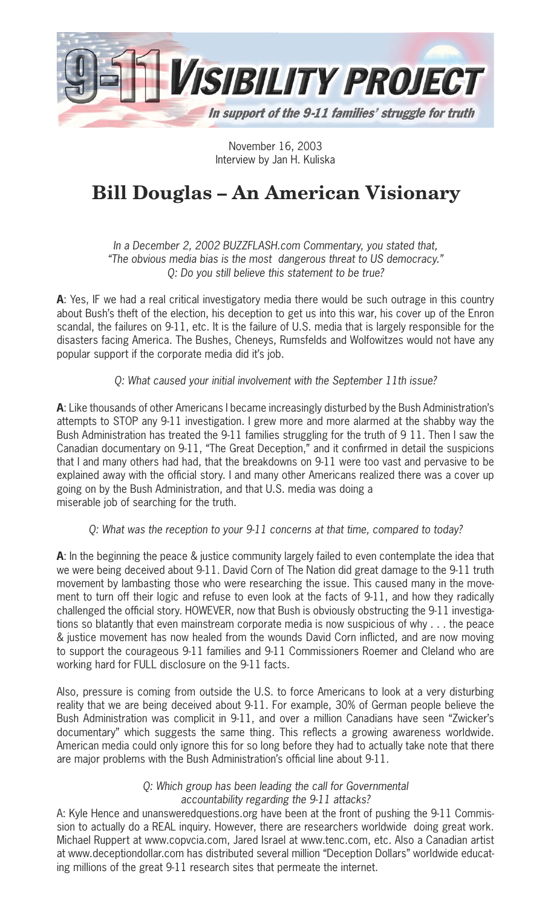# 9-11 VISIBILITY PROJECT

*In support of the 9-11 families' struggle for truth*

November 16, 2003
Interview by Jan H. Kuliska

## Bill Douglas – An American Visionary

*In a December 2, 2002 BUZZFLASH.com Commentary, you stated that, "The obvious media bias is the most dangerous threat to US democracy."*
*Q: Do you still believe this statement to be true?*

**A**: Yes, IF we had a real critical investigatory media there would be such outrage in this country about Bush's theft of the election, his deception to get us into this war, his cover up of the Enron scandal, the failures on 9-11, etc. It is the failure of U.S. media that is largely responsible for the disasters facing America. The Bushes, Cheneys, Rumsfelds and Wolfowitzes would not have any popular support if the corporate media did it's job.

*Q: What caused your initial involvement with the September 11th issue?*

**A**: Like thousands of other Americans I became increasingly disturbed by the Bush Administration's attempts to STOP any 9-11 investigation. I grew more and more alarmed at the shabby way the Bush Administration has treated the 9-11 families struggling for the truth of 9 11. Then I saw the Canadian documentary on 9-11, "The Great Deception," and it confirmed in detail the suspicions that I and many others had had, that the breakdowns on 9-11 were too vast and pervasive to be explained away with the official story. I and many other Americans realized there was a cover up going on by the Bush Administration, and that U.S. media was doing a miserable job of searching for the truth.

*Q: What was the reception to your 9-11 concerns at that time, compared to today?*

**A**: In the beginning the peace & justice community largely failed to even contemplate the idea that we were being deceived about 9-11. David Corn of The Nation did great damage to the 9-11 truth movement by lambasting those who were researching the issue. This caused many in the movement to turn off their logic and refuse to even look at the facts of 9-11, and how they radically challenged the official story. HOWEVER, now that Bush is obviously obstructing the 9-11 investigations so blatantly that even mainstream corporate media is now suspicious of why . . . the peace & justice movement has now healed from the wounds David Corn inflicted, and are now moving to support the courageous 9-11 families and 9-11 Commissioners Roemer and Cleland who are working hard for FULL disclosure on the 9-11 facts.

Also, pressure is coming from outside the U.S. to force Americans to look at a very disturbing reality that we are being deceived about 9-11. For example, 30% of German people believe the Bush Administration was complicit in 9-11, and over a million Canadians have seen "Zwicker's documentary" which suggests the same thing. This reflects a growing awareness worldwide. American media could only ignore this for so long before they had to actually take note that there are major problems with the Bush Administration's official line about 9-11.

*Q: Which group has been leading the call for Governmental accountability regarding the 9-11 attacks?*

A: Kyle Hence and unansweredquestions.org have been at the front of pushing the 9-11 Commission to actually do a REAL inquiry. However, there are researchers worldwide doing great work. Michael Ruppert at www.copvcia.com, Jared Israel at www.tenc.com, etc. Also a Canadian artist at www.deceptiondollar.com has distributed several million "Deception Dollars" worldwide educating millions of the great 9-11 research sites that permeate the internet.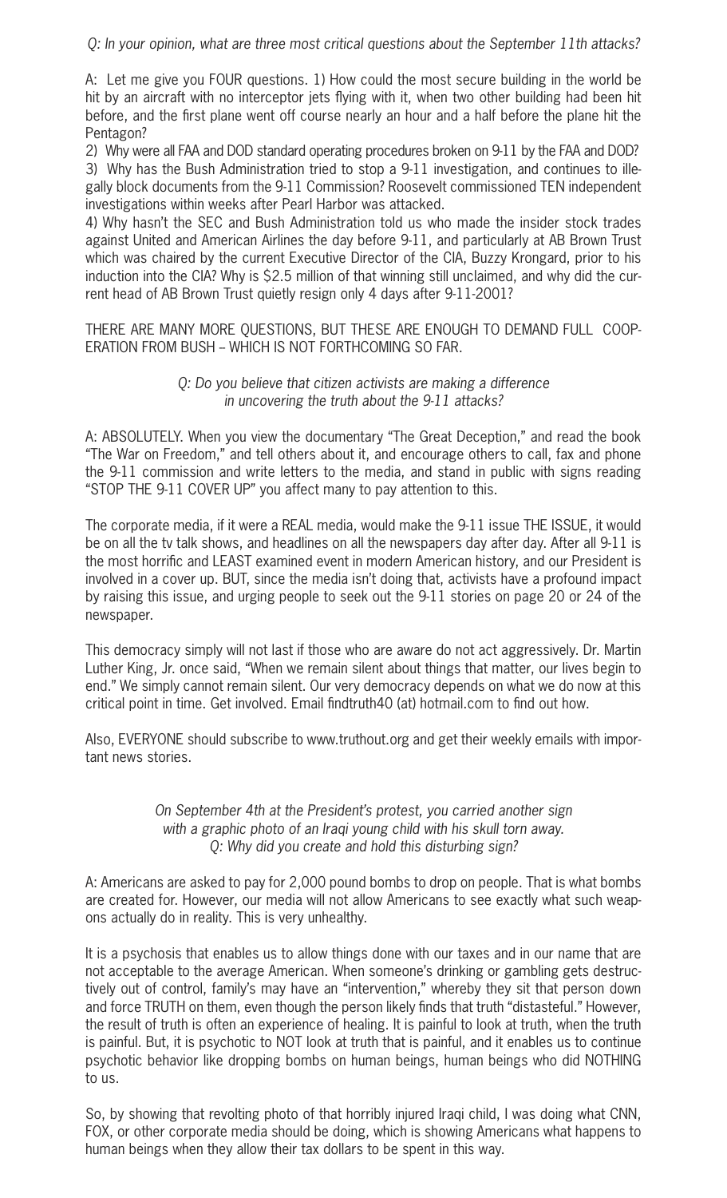*Q: In your opinion, what are three most critical questions about the September 11th attacks?*

A: Let me give you FOUR questions. 1) How could the most secure building in the world be hit by an aircraft with no interceptor jets flying with it, when two other building had been hit before, and the first plane went off course nearly an hour and a half before the plane hit the Pentagon?

2) Why were all FAA and DOD standard operating procedures broken on 9-11 by the FAA and DOD?

3) Why has the Bush Administration tried to stop a 9-11 investigation, and continues to illegally block documents from the 9-11 Commission? Roosevelt commissioned TEN independent investigations within weeks after Pearl Harbor was attacked.

4) Why hasn't the SEC and Bush Administration told us who made the insider stock trades against United and American Airlines the day before 9-11, and particularly at AB Brown Trust which was chaired by the current Executive Director of the CIA, Buzzy Krongard, prior to his induction into the CIA? Why is $2.5 million of that winning still unclaimed, and why did the current head of AB Brown Trust quietly resign only 4 days after 9-11-2001?

THERE ARE MANY MORE QUESTIONS, BUT THESE ARE ENOUGH TO DEMAND FULL COOPERATION FROM BUSH – WHICH IS NOT FORTHCOMING SO FAR.

*Q: Do you believe that citizen activists are making a difference in uncovering the truth about the 9-11 attacks?*

A: ABSOLUTELY. When you view the documentary "The Great Deception," and read the book "The War on Freedom," and tell others about it, and encourage others to call, fax and phone the 9-11 commission and write letters to the media, and stand in public with signs reading "STOP THE 9-11 COVER UP" you affect many to pay attention to this.

The corporate media, if it were a REAL media, would make the 9-11 issue THE ISSUE, it would be on all the tv talk shows, and headlines on all the newspapers day after day. After all 9-11 is the most horrific and LEAST examined event in modern American history, and our President is involved in a cover up. BUT, since the media isn't doing that, activists have a profound impact by raising this issue, and urging people to seek out the 9-11 stories on page 20 or 24 of the newspaper.

This democracy simply will not last if those who are aware do not act aggressively. Dr. Martin Luther King, Jr. once said, "When we remain silent about things that matter, our lives begin to end." We simply cannot remain silent. Our very democracy depends on what we do now at this critical point in time. Get involved. Email findtruth40 (at) hotmail.com to find out how.

Also, EVERYONE should subscribe to www.truthout.org and get their weekly emails with important news stories.

*On September 4th at the President's protest, you carried another sign with a graphic photo of an Iraqi young child with his skull torn away.*
*Q: Why did you create and hold this disturbing sign?*

A: Americans are asked to pay for 2,000 pound bombs to drop on people. That is what bombs are created for. However, our media will not allow Americans to see exactly what such weapons actually do in reality. This is very unhealthy.

It is a psychosis that enables us to allow things done with our taxes and in our name that are not acceptable to the average American. When someone's drinking or gambling gets destructively out of control, family's may have an "intervention," whereby they sit that person down and force TRUTH on them, even though the person likely finds that truth "distasteful." However, the result of truth is often an experience of healing. It is painful to look at truth, when the truth is painful. But, it is psychotic to NOT look at truth that is painful, and it enables us to continue psychotic behavior like dropping bombs on human beings, human beings who did NOTHING to us.

So, by showing that revolting photo of that horribly injured Iraqi child, I was doing what CNN, FOX, or other corporate media should be doing, which is showing Americans what happens to human beings when they allow their tax dollars to be spent in this way.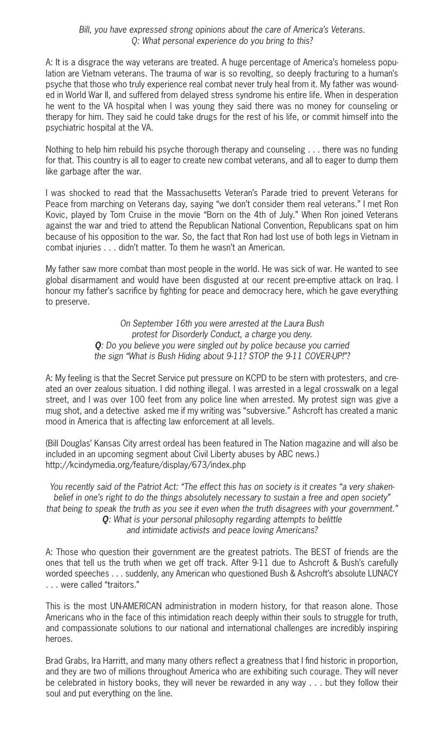*Bill, you have expressed strong opinions about the care of America's Veterans.*
*Q: What personal experience do you bring to this?*

A: It is a disgrace the way veterans are treated. A huge percentage of America's homeless population are Vietnam veterans. The trauma of war is so revolting, so deeply fracturing to a human's psyche that those who truly experience real combat never truly heal from it. My father was wounded in World War II, and suffered from delayed stress syndrome his entire life. When in desperation he went to the VA hospital when I was young they said there was no money for counseling or therapy for him. They said he could take drugs for the rest of his life, or commit himself into the psychiatric hospital at the VA.

Nothing to help him rebuild his psyche thorough therapy and counseling . . . there was no funding for that. This country is all to eager to create new combat veterans, and all to eager to dump them like garbage after the war.

I was shocked to read that the Massachusetts Veteran's Parade tried to prevent Veterans for Peace from marching on Veterans day, saying "we don't consider them real veterans." I met Ron Kovic, played by Tom Cruise in the movie "Born on the 4th of July." When Ron joined Veterans against the war and tried to attend the Republican National Convention, Republicans spat on him because of his opposition to the war. So, the fact that Ron had lost use of both legs in Vietnam in combat injuries . . . didn't matter. To them he wasn't an American.

My father saw more combat than most people in the world. He was sick of war. He wanted to see global disarmament and would have been disgusted at our recent pre-emptive attack on Iraq. I honour my father's sacrifice by fighting for peace and democracy here, which he gave everything to preserve.

*On September 16th you were arrested at the Laura Bush protest for Disorderly Conduct, a charge you deny.*
***Q**: Do you believe you were singled out by police because you carried the sign "What is Bush Hiding about 9-11? STOP the 9-11 COVER-UP!"?*

A: My feeling is that the Secret Service put pressure on KCPD to be stern with protesters, and created an over zealous situation. I did nothing illegal. I was arrested in a legal crosswalk on a legal street, and I was over 100 feet from any police line when arrested. My protest sign was give a mug shot, and a detective asked me if my writing was "subversive." Ashcroft has created a manic mood in America that is affecting law enforcement at all levels.

(Bill Douglas' Kansas City arrest ordeal has been featured in The Nation magazine and will also be included in an upcoming segment about Civil Liberty abuses by ABC news.)
http://kcindymedia.org/feature/display/673/index.php

*You recently said of the Patriot Act: "The effect this has on society is it creates "a very shaken-belief in one's right to do the things absolutely necessary to sustain a free and open society" that being to speak the truth as you see it even when the truth disagrees with your government."*
***Q**: What is your personal philosophy regarding attempts to belittle and intimidate activists and peace loving Americans?*

A: Those who question their government are the greatest patriots. The BEST of friends are the ones that tell us the truth when we get off track. After 9-11 due to Ashcroft & Bush's carefully worded speeches . . . suddenly, any American who questioned Bush & Ashcroft's absolute LUNACY . . . were called "traitors."

This is the most UN-AMERICAN administration in modern history, for that reason alone. Those Americans who in the face of this intimidation reach deeply within their souls to struggle for truth, and compassionate solutions to our national and international challenges are incredibly inspiring heroes.

Brad Grabs, Ira Harritt, and many many others reflect a greatness that I find historic in proportion, and they are two of millions throughout America who are exhibiting such courage. They will never be celebrated in history books, they will never be rewarded in any way . . . but they follow their soul and put everything on the line.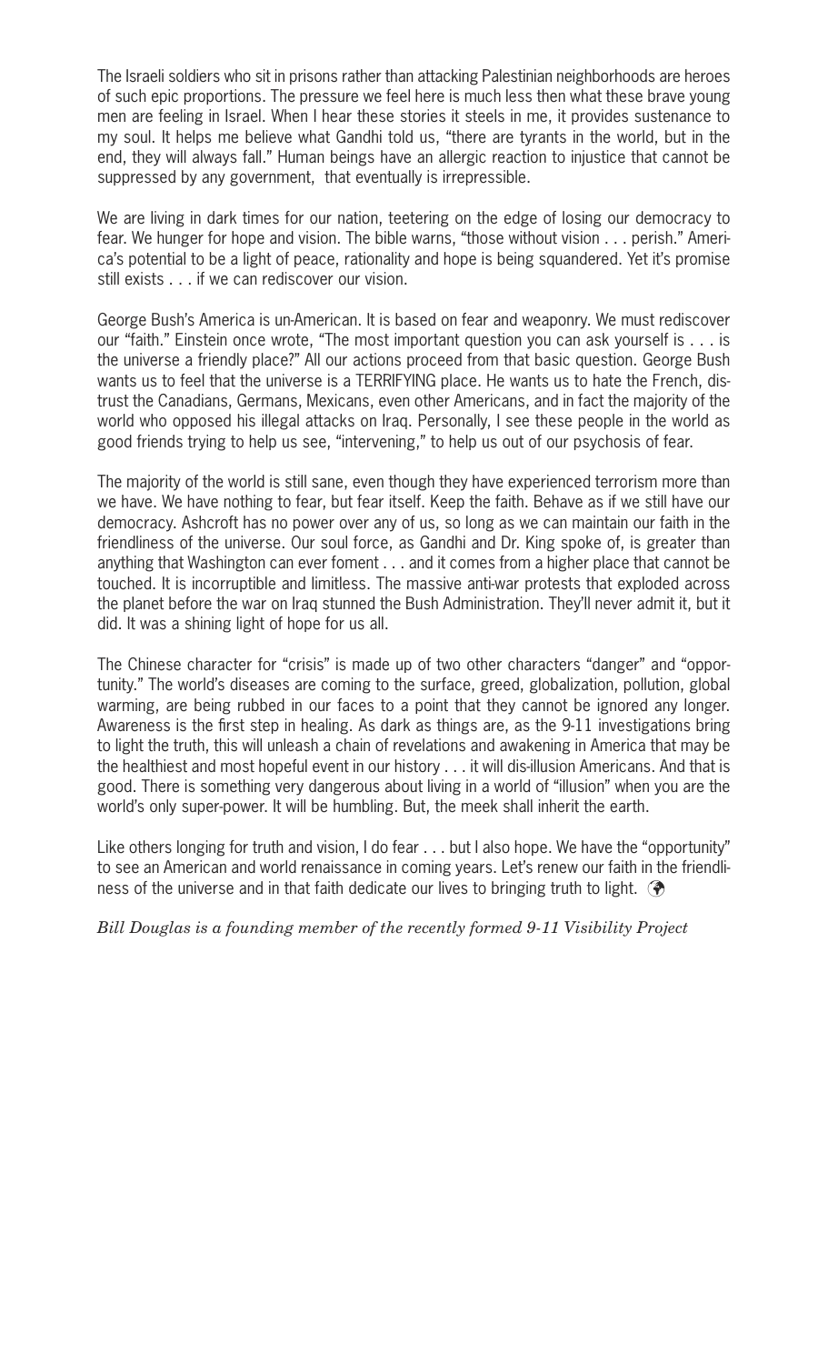The Israeli soldiers who sit in prisons rather than attacking Palestinian neighborhoods are heroes of such epic proportions. The pressure we feel here is much less then what these brave young men are feeling in Israel. When I hear these stories it steels in me, it provides sustenance to my soul. It helps me believe what Gandhi told us, "there are tyrants in the world, but in the end, they will always fall." Human beings have an allergic reaction to injustice that cannot be suppressed by any government, that eventually is irrepressible.

We are living in dark times for our nation, teetering on the edge of losing our democracy to fear. We hunger for hope and vision. The bible warns, "those without vision . . . perish." America's potential to be a light of peace, rationality and hope is being squandered. Yet it's promise still exists . . . if we can rediscover our vision.

George Bush's America is un-American. It is based on fear and weaponry. We must rediscover our "faith." Einstein once wrote, "The most important question you can ask yourself is . . . is the universe a friendly place?" All our actions proceed from that basic question. George Bush wants us to feel that the universe is a TERRIFYING place. He wants us to hate the French, distrust the Canadians, Germans, Mexicans, even other Americans, and in fact the majority of the world who opposed his illegal attacks on Iraq. Personally, I see these people in the world as good friends trying to help us see, "intervening," to help us out of our psychosis of fear.

The majority of the world is still sane, even though they have experienced terrorism more than we have. We have nothing to fear, but fear itself. Keep the faith. Behave as if we still have our democracy. Ashcroft has no power over any of us, so long as we can maintain our faith in the friendliness of the universe. Our soul force, as Gandhi and Dr. King spoke of, is greater than anything that Washington can ever foment . . . and it comes from a higher place that cannot be touched. It is incorruptible and limitless. The massive anti-war protests that exploded across the planet before the war on Iraq stunned the Bush Administration. They'll never admit it, but it did. It was a shining light of hope for us all.

The Chinese character for "crisis" is made up of two other characters "danger" and "opportunity." The world's diseases are coming to the surface, greed, globalization, pollution, global warming, are being rubbed in our faces to a point that they cannot be ignored any longer. Awareness is the first step in healing. As dark as things are, as the 9-11 investigations bring to light the truth, this will unleash a chain of revelations and awakening in America that may be the healthiest and most hopeful event in our history . . . it will dis-illusion Americans. And that is good. There is something very dangerous about living in a world of "illusion" when you are the world's only super-power. It will be humbling. But, the meek shall inherit the earth.

Like others longing for truth and vision, I do fear . . . but I also hope. We have the "opportunity" to see an American and world renaissance in coming years. Let's renew our faith in the friendliness of the universe and in that faith dedicate our lives to bringing truth to light.

*Bill Douglas is a founding member of the recently formed 9-11 Visibility Project*